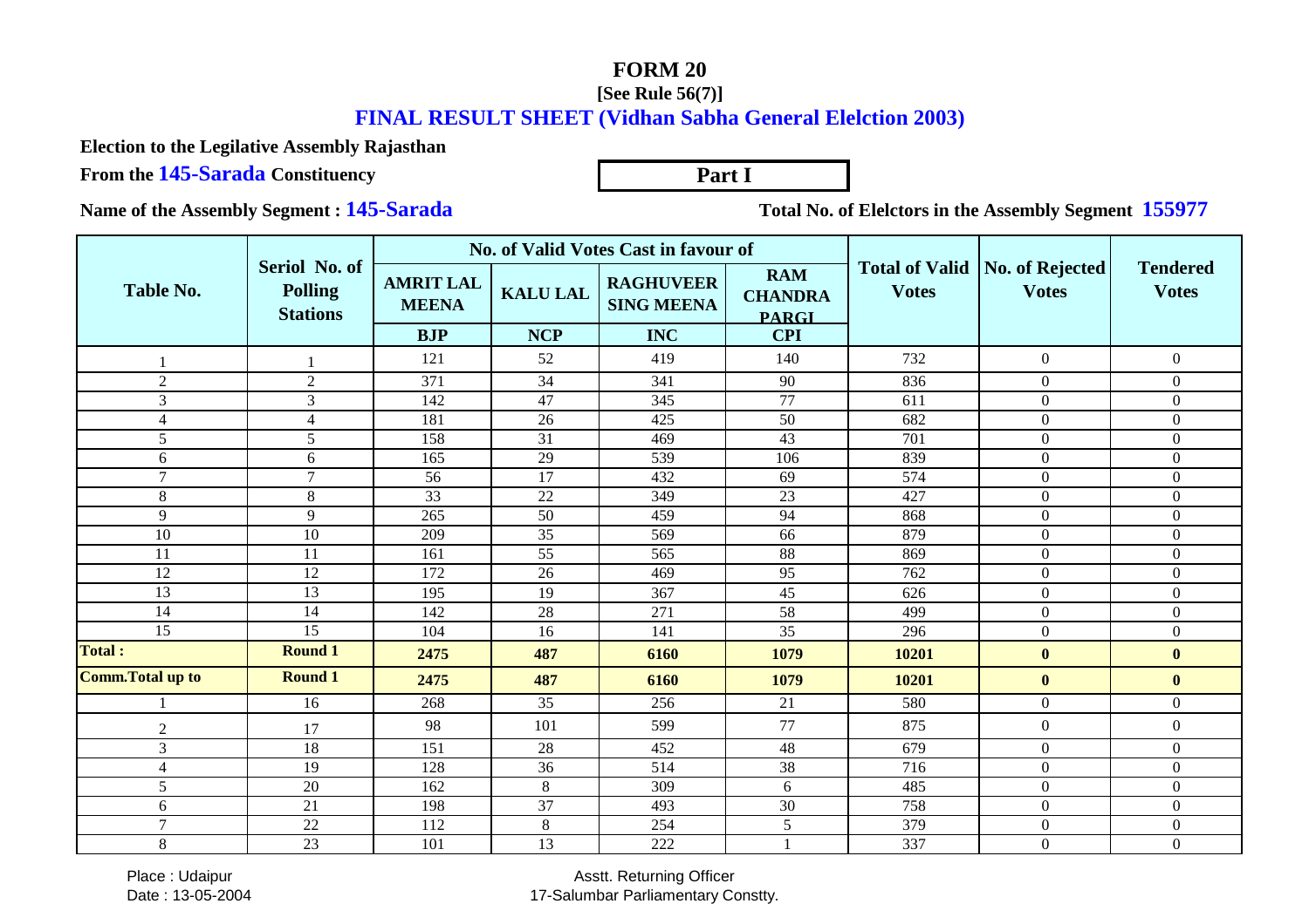# FORM 20

**[See Rule 56(7)]**

## FINAL RESULT SHEET (Vidhan Sabha General Elelction 2003)

**Election to the Legilative Assembly Rajasthan**

**From the 145-Sarada Constituency**

**Part I**

**Name of the Assembly Segment : 145-Sarada**

**Total No. of Elelctors in the Assembly Segment 155977**

| Table No. | Seriol No. of Polling Stations | No. of Valid Votes Cast in favour of | | | | Total of Valid Votes | No. of Rejected Votes | Tendered Votes |
|---|---|---|---|---|---|---|---|---|
| | | AMRIT LAL MEENA | KALU LAL | RAGHUVEER SING MEENA | RAM CHANDRA PARGI | | | |
| | | BJP | NCP | INC | CPI | | | |
| 1 | 1 | 121 | 52 | 419 | 140 | 732 | 0 | 0 |
| 2 | 2 | 371 | 34 | 341 | 90 | 836 | 0 | 0 |
| 3 | 3 | 142 | 47 | 345 | 77 | 611 | 0 | 0 |
| 4 | 4 | 181 | 26 | 425 | 50 | 682 | 0 | 0 |
| 5 | 5 | 158 | 31 | 469 | 43 | 701 | 0 | 0 |
| 6 | 6 | 165 | 29 | 539 | 106 | 839 | 0 | 0 |
| 7 | 7 | 56 | 17 | 432 | 69 | 574 | 0 | 0 |
| 8 | 8 | 33 | 22 | 349 | 23 | 427 | 0 | 0 |
| 9 | 9 | 265 | 50 | 459 | 94 | 868 | 0 | 0 |
| 10 | 10 | 209 | 35 | 569 | 66 | 879 | 0 | 0 |
| 11 | 11 | 161 | 55 | 565 | 88 | 869 | 0 | 0 |
| 12 | 12 | 172 | 26 | 469 | 95 | 762 | 0 | 0 |
| 13 | 13 | 195 | 19 | 367 | 45 | 626 | 0 | 0 |
| 14 | 14 | 142 | 28 | 271 | 58 | 499 | 0 | 0 |
| 15 | 15 | 104 | 16 | 141 | 35 | 296 | 0 | 0 |
| **Total :** | **Round 1** | **2475** | **487** | **6160** | **1079** | **10201** | **0** | **0** |
| **Comm.Total up to** | **Round 1** | **2475** | **487** | **6160** | **1079** | **10201** | **0** | **0** |
| 1 | 16 | 268 | 35 | 256 | 21 | 580 | 0 | 0 |
| 2 | 17 | 98 | 101 | 599 | 77 | 875 | 0 | 0 |
| 3 | 18 | 151 | 28 | 452 | 48 | 679 | 0 | 0 |
| 4 | 19 | 128 | 36 | 514 | 38 | 716 | 0 | 0 |
| 5 | 20 | 162 | 8 | 309 | 6 | 485 | 0 | 0 |
| 6 | 21 | 198 | 37 | 493 | 30 | 758 | 0 | 0 |
| 7 | 22 | 112 | 8 | 254 | 5 | 379 | 0 | 0 |
| 8 | 23 | 101 | 13 | 222 | 1 | 337 | 0 | 0 |

Place : Udaipur
Date : 13-05-2004

Asstt. Returning Officer
17-Salumbar Parliamentary Constty.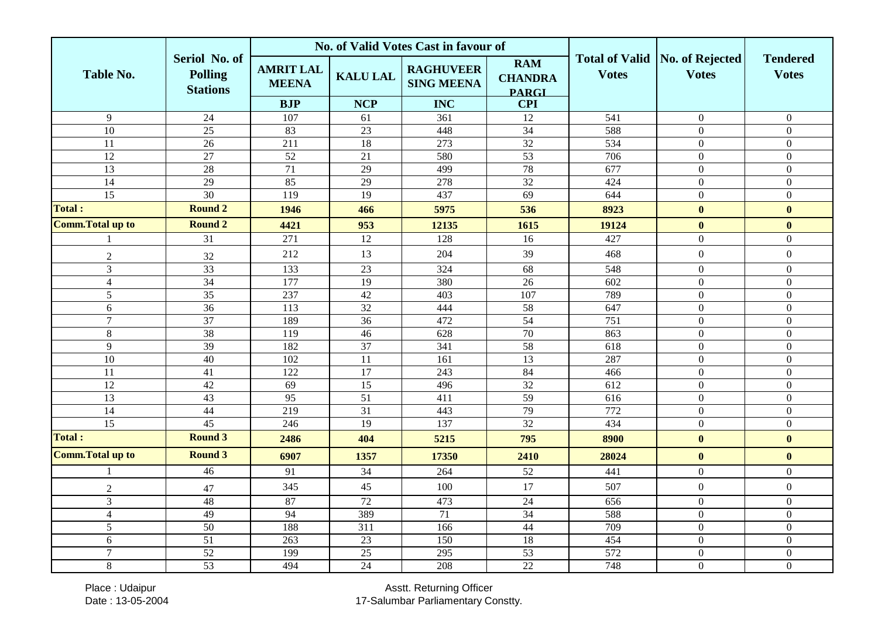| Table No. | Seriol No. of Polling Stations | No. of Valid Votes Cast in favour of | | | | Total of Valid Votes | No. of Rejected Votes | Tendered Votes |
|---|---|---|---|---|---|---|---|---|
| | | AMRIT LAL MEENA | KALU LAL | RAGHUVEER SING MEENA | RAM CHANDRA PARGI | | | |
| | | BJP | NCP | INC | CPI | | | |
| 9 | 24 | 107 | 61 | 361 | 12 | 541 | 0 | 0 |
| 10 | 25 | 83 | 23 | 448 | 34 | 588 | 0 | 0 |
| 11 | 26 | 211 | 18 | 273 | 32 | 534 | 0 | 0 |
| 12 | 27 | 52 | 21 | 580 | 53 | 706 | 0 | 0 |
| 13 | 28 | 71 | 29 | 499 | 78 | 677 | 0 | 0 |
| 14 | 29 | 85 | 29 | 278 | 32 | 424 | 0 | 0 |
| 15 | 30 | 119 | 19 | 437 | 69 | 644 | 0 | 0 |
| **Total :** | **Round 2** | **1946** | **466** | **5975** | **536** | **8923** | **0** | **0** |
| **Comm.Total up to** | **Round 2** | **4421** | **953** | **12135** | **1615** | **19124** | **0** | **0** |
| 1 | 31 | 271 | 12 | 128 | 16 | 427 | 0 | 0 |
| 2 | 32 | 212 | 13 | 204 | 39 | 468 | 0 | 0 |
| 3 | 33 | 133 | 23 | 324 | 68 | 548 | 0 | 0 |
| 4 | 34 | 177 | 19 | 380 | 26 | 602 | 0 | 0 |
| 5 | 35 | 237 | 42 | 403 | 107 | 789 | 0 | 0 |
| 6 | 36 | 113 | 32 | 444 | 58 | 647 | 0 | 0 |
| 7 | 37 | 189 | 36 | 472 | 54 | 751 | 0 | 0 |
| 8 | 38 | 119 | 46 | 628 | 70 | 863 | 0 | 0 |
| 9 | 39 | 182 | 37 | 341 | 58 | 618 | 0 | 0 |
| 10 | 40 | 102 | 11 | 161 | 13 | 287 | 0 | 0 |
| 11 | 41 | 122 | 17 | 243 | 84 | 466 | 0 | 0 |
| 12 | 42 | 69 | 15 | 496 | 32 | 612 | 0 | 0 |
| 13 | 43 | 95 | 51 | 411 | 59 | 616 | 0 | 0 |
| 14 | 44 | 219 | 31 | 443 | 79 | 772 | 0 | 0 |
| 15 | 45 | 246 | 19 | 137 | 32 | 434 | 0 | 0 |
| **Total :** | **Round 3** | **2486** | **404** | **5215** | **795** | **8900** | **0** | **0** |
| **Comm.Total up to** | **Round 3** | **6907** | **1357** | **17350** | **2410** | **28024** | **0** | **0** |
| 1 | 46 | 91 | 34 | 264 | 52 | 441 | 0 | 0 |
| 2 | 47 | 345 | 45 | 100 | 17 | 507 | 0 | 0 |
| 3 | 48 | 87 | 72 | 473 | 24 | 656 | 0 | 0 |
| 4 | 49 | 94 | 389 | 71 | 34 | 588 | 0 | 0 |
| 5 | 50 | 188 | 311 | 166 | 44 | 709 | 0 | 0 |
| 6 | 51 | 263 | 23 | 150 | 18 | 454 | 0 | 0 |
| 7 | 52 | 199 | 25 | 295 | 53 | 572 | 0 | 0 |
| 8 | 53 | 494 | 24 | 208 | 22 | 748 | 0 | 0 |

Place : Udaipur
Date : 13-05-2004

Asstt. Returning Officer
17-Salumbar Parliamentary Constty.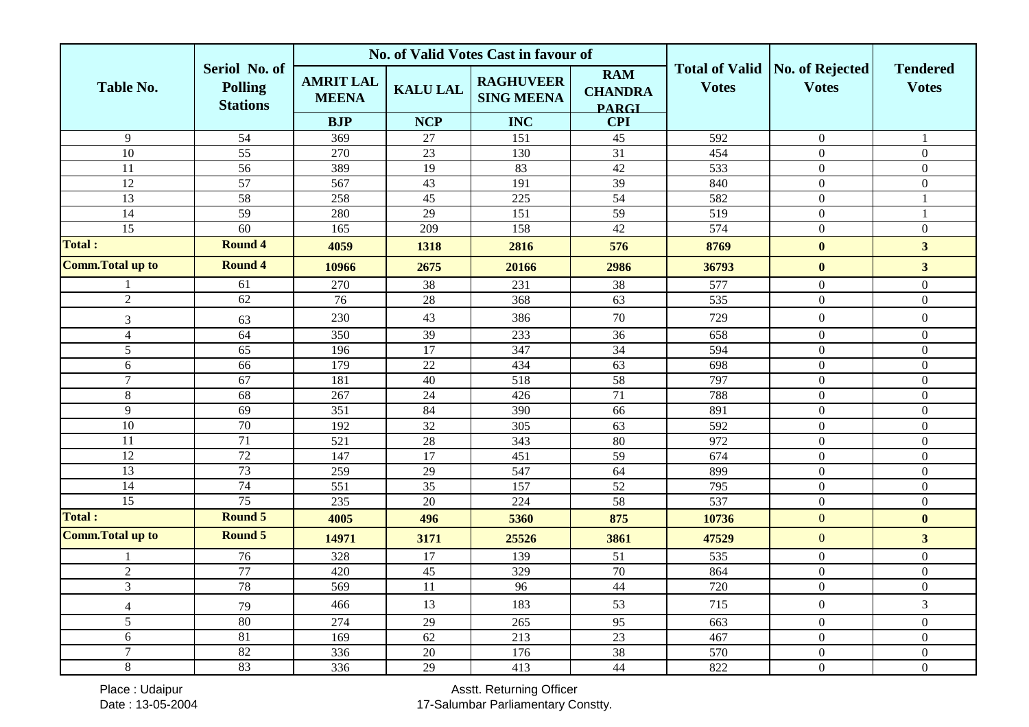| Table No. | Seriol No. of Polling Stations | No. of Valid Votes Cast in favour of | | | | Total of Valid Votes | No. of Rejected Votes | Tendered Votes |
|---|---|---|---|---|---|---|---|---|
| | | AMRIT LAL MEENA | KALU LAL | RAGHUVEER SING MEENA | RAM CHANDRA PARGI | | | |
| | | BJP | NCP | INC | CPI | | | |
| 9 | 54 | 369 | 27 | 151 | 45 | 592 | 0 | 1 |
| 10 | 55 | 270 | 23 | 130 | 31 | 454 | 0 | 0 |
| 11 | 56 | 389 | 19 | 83 | 42 | 533 | 0 | 0 |
| 12 | 57 | 567 | 43 | 191 | 39 | 840 | 0 | 0 |
| 13 | 58 | 258 | 45 | 225 | 54 | 582 | 0 | 1 |
| 14 | 59 | 280 | 29 | 151 | 59 | 519 | 0 | 1 |
| 15 | 60 | 165 | 209 | 158 | 42 | 574 | 0 | 0 |
| **Total :** | **Round 4** | **4059** | **1318** | **2816** | **576** | **8769** | **0** | **3** |
| **Comm.Total up to** | **Round 4** | **10966** | **2675** | **20166** | **2986** | **36793** | **0** | **3** |
| 1 | 61 | 270 | 38 | 231 | 38 | 577 | 0 | 0 |
| 2 | 62 | 76 | 28 | 368 | 63 | 535 | 0 | 0 |
| 3 | 63 | 230 | 43 | 386 | 70 | 729 | 0 | 0 |
| 4 | 64 | 350 | 39 | 233 | 36 | 658 | 0 | 0 |
| 5 | 65 | 196 | 17 | 347 | 34 | 594 | 0 | 0 |
| 6 | 66 | 179 | 22 | 434 | 63 | 698 | 0 | 0 |
| 7 | 67 | 181 | 40 | 518 | 58 | 797 | 0 | 0 |
| 8 | 68 | 267 | 24 | 426 | 71 | 788 | 0 | 0 |
| 9 | 69 | 351 | 84 | 390 | 66 | 891 | 0 | 0 |
| 10 | 70 | 192 | 32 | 305 | 63 | 592 | 0 | 0 |
| 11 | 71 | 521 | 28 | 343 | 80 | 972 | 0 | 0 |
| 12 | 72 | 147 | 17 | 451 | 59 | 674 | 0 | 0 |
| 13 | 73 | 259 | 29 | 547 | 64 | 899 | 0 | 0 |
| 14 | 74 | 551 | 35 | 157 | 52 | 795 | 0 | 0 |
| 15 | 75 | 235 | 20 | 224 | 58 | 537 | 0 | 0 |
| **Total :** | **Round 5** | **4005** | **496** | **5360** | **875** | **10736** | 0 | **0** |
| **Comm.Total up to** | **Round 5** | **14971** | **3171** | **25526** | **3861** | **47529** | 0 | **3** |
| 1 | 76 | 328 | 17 | 139 | 51 | 535 | 0 | 0 |
| 2 | 77 | 420 | 45 | 329 | 70 | 864 | 0 | 0 |
| 3 | 78 | 569 | 11 | 96 | 44 | 720 | 0 | 0 |
| 4 | 79 | 466 | 13 | 183 | 53 | 715 | 0 | 3 |
| 5 | 80 | 274 | 29 | 265 | 95 | 663 | 0 | 0 |
| 6 | 81 | 169 | 62 | 213 | 23 | 467 | 0 | 0 |
| 7 | 82 | 336 | 20 | 176 | 38 | 570 | 0 | 0 |
| 8 | 83 | 336 | 29 | 413 | 44 | 822 | 0 | 0 |

Place : Udaipur
Date : 13-05-2004

Asstt. Returning Officer
17-Salumbar Parliamentary Constty.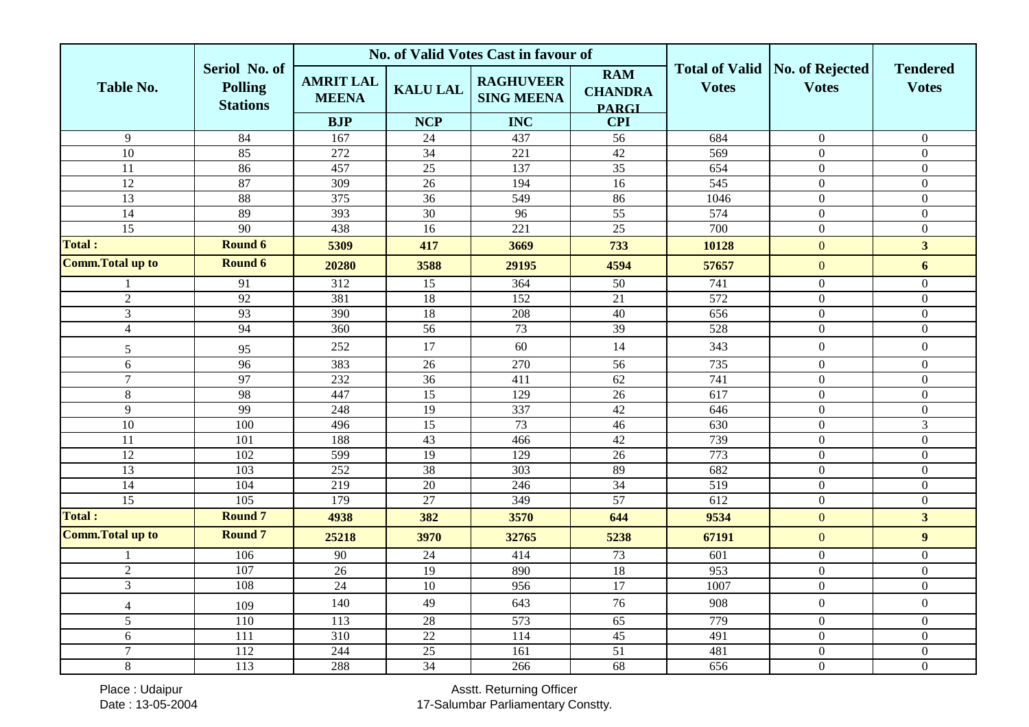| Table No. | Seriol No. of Polling Stations | No. of Valid Votes Cast in favour of | | | | Total of Valid Votes | No. of Rejected Votes | Tendered Votes |
|---|---|---|---|---|---|---|---|---|
| | | AMRIT LAL MEENA | KALU LAL | RAGHUVEER SING MEENA | RAM CHANDRA PARGI | | | |
| | | BJP | NCP | INC | CPI | | | |
| 9 | 84 | 167 | 24 | 437 | 56 | 684 | 0 | 0 |
| 10 | 85 | 272 | 34 | 221 | 42 | 569 | 0 | 0 |
| 11 | 86 | 457 | 25 | 137 | 35 | 654 | 0 | 0 |
| 12 | 87 | 309 | 26 | 194 | 16 | 545 | 0 | 0 |
| 13 | 88 | 375 | 36 | 549 | 86 | 1046 | 0 | 0 |
| 14 | 89 | 393 | 30 | 96 | 55 | 574 | 0 | 0 |
| 15 | 90 | 438 | 16 | 221 | 25 | 700 | 0 | 0 |
| **Total :** | **Round 6** | **5309** | **417** | **3669** | **733** | **10128** | 0 | **3** |
| **Comm.Total up to** | **Round 6** | **20280** | **3588** | **29195** | **4594** | **57657** | 0 | **6** |
| 1 | 91 | 312 | 15 | 364 | 50 | 741 | 0 | 0 |
| 2 | 92 | 381 | 18 | 152 | 21 | 572 | 0 | 0 |
| 3 | 93 | 390 | 18 | 208 | 40 | 656 | 0 | 0 |
| 4 | 94 | 360 | 56 | 73 | 39 | 528 | 0 | 0 |
| 5 | 95 | 252 | 17 | 60 | 14 | 343 | 0 | 0 |
| 6 | 96 | 383 | 26 | 270 | 56 | 735 | 0 | 0 |
| 7 | 97 | 232 | 36 | 411 | 62 | 741 | 0 | 0 |
| 8 | 98 | 447 | 15 | 129 | 26 | 617 | 0 | 0 |
| 9 | 99 | 248 | 19 | 337 | 42 | 646 | 0 | 0 |
| 10 | 100 | 496 | 15 | 73 | 46 | 630 | 0 | 3 |
| 11 | 101 | 188 | 43 | 466 | 42 | 739 | 0 | 0 |
| 12 | 102 | 599 | 19 | 129 | 26 | 773 | 0 | 0 |
| 13 | 103 | 252 | 38 | 303 | 89 | 682 | 0 | 0 |
| 14 | 104 | 219 | 20 | 246 | 34 | 519 | 0 | 0 |
| 15 | 105 | 179 | 27 | 349 | 57 | 612 | 0 | 0 |
| **Total :** | **Round 7** | **4938** | **382** | **3570** | **644** | **9534** | 0 | **3** |
| **Comm.Total up to** | **Round 7** | **25218** | **3970** | **32765** | **5238** | **67191** | 0 | **9** |
| 1 | 106 | 90 | 24 | 414 | 73 | 601 | 0 | 0 |
| 2 | 107 | 26 | 19 | 890 | 18 | 953 | 0 | 0 |
| 3 | 108 | 24 | 10 | 956 | 17 | 1007 | 0 | 0 |
| 4 | 109 | 140 | 49 | 643 | 76 | 908 | 0 | 0 |
| 5 | 110 | 113 | 28 | 573 | 65 | 779 | 0 | 0 |
| 6 | 111 | 310 | 22 | 114 | 45 | 491 | 0 | 0 |
| 7 | 112 | 244 | 25 | 161 | 51 | 481 | 0 | 0 |
| 8 | 113 | 288 | 34 | 266 | 68 | 656 | 0 | 0 |

Place : Udaipur
Date : 13-05-2004

Asstt. Returning Officer
17-Salumbar Parliamentary Constty.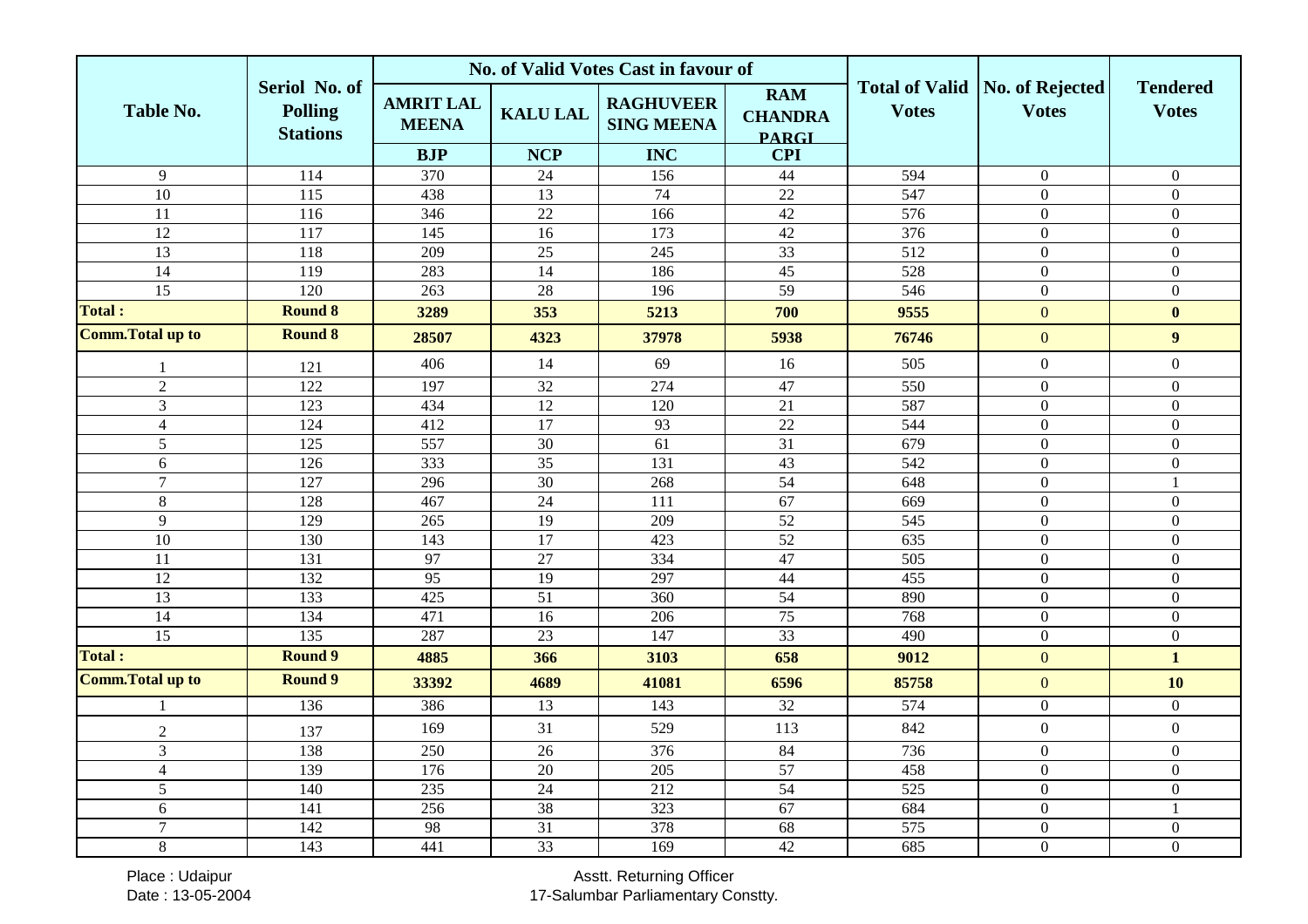| Table No. | Seriol No. of Polling Stations | No. of Valid Votes Cast in favour of | | | | Total of Valid Votes | No. of Rejected Votes | Tendered Votes |
|---|---|---|---|---|---|---|---|---|
| | | AMRIT LAL MEENA | KALU LAL | RAGHUVEER SING MEENA | RAM CHANDRA PARGI | | | |
| | | BJP | NCP | INC | CPI | | | |
| 9 | 114 | 370 | 24 | 156 | 44 | 594 | 0 | 0 |
| 10 | 115 | 438 | 13 | 74 | 22 | 547 | 0 | 0 |
| 11 | 116 | 346 | 22 | 166 | 42 | 576 | 0 | 0 |
| 12 | 117 | 145 | 16 | 173 | 42 | 376 | 0 | 0 |
| 13 | 118 | 209 | 25 | 245 | 33 | 512 | 0 | 0 |
| 14 | 119 | 283 | 14 | 186 | 45 | 528 | 0 | 0 |
| 15 | 120 | 263 | 28 | 196 | 59 | 546 | 0 | 0 |
| **Total :** | **Round 8** | **3289** | **353** | **5213** | **700** | **9555** | 0 | **0** |
| **Comm.Total up to** | **Round 8** | **28507** | **4323** | **37978** | **5938** | **76746** | 0 | **9** |
| 1 | 121 | 406 | 14 | 69 | 16 | 505 | 0 | 0 |
| 2 | 122 | 197 | 32 | 274 | 47 | 550 | 0 | 0 |
| 3 | 123 | 434 | 12 | 120 | 21 | 587 | 0 | 0 |
| 4 | 124 | 412 | 17 | 93 | 22 | 544 | 0 | 0 |
| 5 | 125 | 557 | 30 | 61 | 31 | 679 | 0 | 0 |
| 6 | 126 | 333 | 35 | 131 | 43 | 542 | 0 | 0 |
| 7 | 127 | 296 | 30 | 268 | 54 | 648 | 0 | 1 |
| 8 | 128 | 467 | 24 | 111 | 67 | 669 | 0 | 0 |
| 9 | 129 | 265 | 19 | 209 | 52 | 545 | 0 | 0 |
| 10 | 130 | 143 | 17 | 423 | 52 | 635 | 0 | 0 |
| 11 | 131 | 97 | 27 | 334 | 47 | 505 | 0 | 0 |
| 12 | 132 | 95 | 19 | 297 | 44 | 455 | 0 | 0 |
| 13 | 133 | 425 | 51 | 360 | 54 | 890 | 0 | 0 |
| 14 | 134 | 471 | 16 | 206 | 75 | 768 | 0 | 0 |
| 15 | 135 | 287 | 23 | 147 | 33 | 490 | 0 | 0 |
| **Total :** | **Round 9** | **4885** | **366** | **3103** | **658** | **9012** | 0 | **1** |
| **Comm.Total up to** | **Round 9** | **33392** | **4689** | **41081** | **6596** | **85758** | 0 | **10** |
| 1 | 136 | 386 | 13 | 143 | 32 | 574 | 0 | 0 |
| 2 | 137 | 169 | 31 | 529 | 113 | 842 | 0 | 0 |
| 3 | 138 | 250 | 26 | 376 | 84 | 736 | 0 | 0 |
| 4 | 139 | 176 | 20 | 205 | 57 | 458 | 0 | 0 |
| 5 | 140 | 235 | 24 | 212 | 54 | 525 | 0 | 0 |
| 6 | 141 | 256 | 38 | 323 | 67 | 684 | 0 | 1 |
| 7 | 142 | 98 | 31 | 378 | 68 | 575 | 0 | 0 |
| 8 | 143 | 441 | 33 | 169 | 42 | 685 | 0 | 0 |

Place : Udaipur
Date : 13-05-2004

Asstt. Returning Officer
17-Salumbar Parliamentary Constty.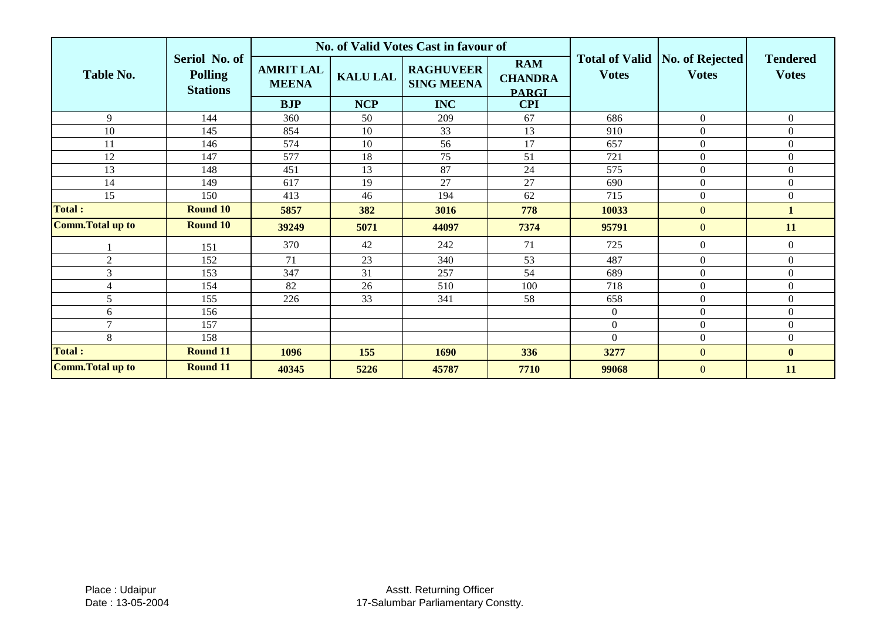| Table No. | Seriol No. of Polling Stations | No. of Valid Votes Cast in favour of | | | | Total of Valid Votes | No. of Rejected Votes | Tendered Votes |
|---|---|---|---|---|---|---|---|---|
| | | AMRIT LAL MEENA | KALU LAL | RAGHUVEER SING MEENA | RAM CHANDRA PARGI | | | |
| | | BJP | NCP | INC | CPI | | | |
| 9 | 144 | 360 | 50 | 209 | 67 | 686 | 0 | 0 |
| 10 | 145 | 854 | 10 | 33 | 13 | 910 | 0 | 0 |
| 11 | 146 | 574 | 10 | 56 | 17 | 657 | 0 | 0 |
| 12 | 147 | 577 | 18 | 75 | 51 | 721 | 0 | 0 |
| 13 | 148 | 451 | 13 | 87 | 24 | 575 | 0 | 0 |
| 14 | 149 | 617 | 19 | 27 | 27 | 690 | 0 | 0 |
| 15 | 150 | 413 | 46 | 194 | 62 | 715 | 0 | 0 |
| **Total :** | **Round 10** | **5857** | **382** | **3016** | **778** | **10033** | 0 | **1** |
| **Comm.Total up to** | **Round 10** | **39249** | **5071** | **44097** | **7374** | **95791** | 0 | **11** |
| 1 | 151 | 370 | 42 | 242 | 71 | 725 | 0 | 0 |
| 2 | 152 | 71 | 23 | 340 | 53 | 487 | 0 | 0 |
| 3 | 153 | 347 | 31 | 257 | 54 | 689 | 0 | 0 |
| 4 | 154 | 82 | 26 | 510 | 100 | 718 | 0 | 0 |
| 5 | 155 | 226 | 33 | 341 | 58 | 658 | 0 | 0 |
| 6 | 156 | | | | | 0 | 0 | 0 |
| 7 | 157 | | | | | 0 | 0 | 0 |
| 8 | 158 | | | | | 0 | 0 | 0 |
| **Total :** | **Round 11** | **1096** | **155** | **1690** | **336** | **3277** | 0 | **0** |
| **Comm.Total up to** | **Round 11** | **40345** | **5226** | **45787** | **7710** | **99068** | 0 | **11** |

Place : Udaipur
Date : 13-05-2004

Asstt. Returning Officer
17-Salumbar Parliamentary Constty.